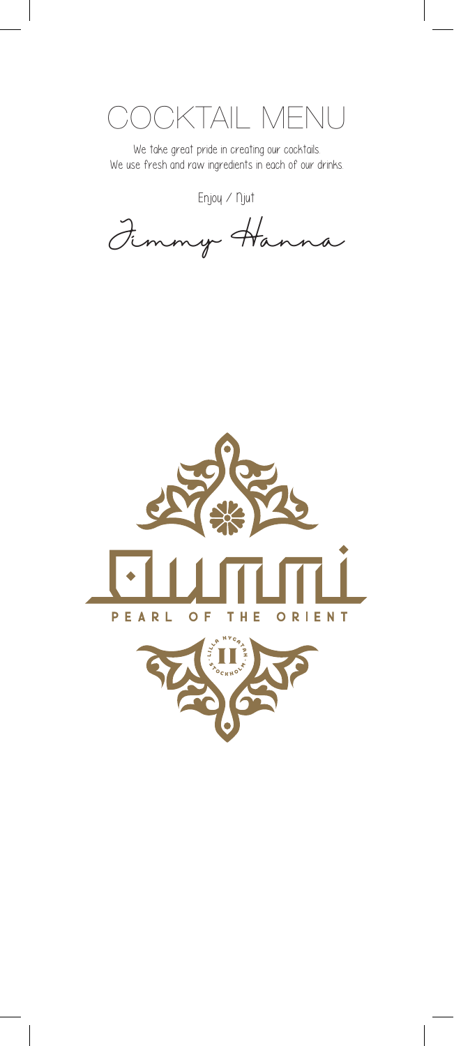# COCKTAIL MENU

We take great pride in creating our cocktails.
We use fresh and raw ingredients in each of our drinks.

Enjoy / Njut

*Jimmy Hanna*

PEARL OF THE ORIENT

LILLA NYGATAN · STOCKHOLM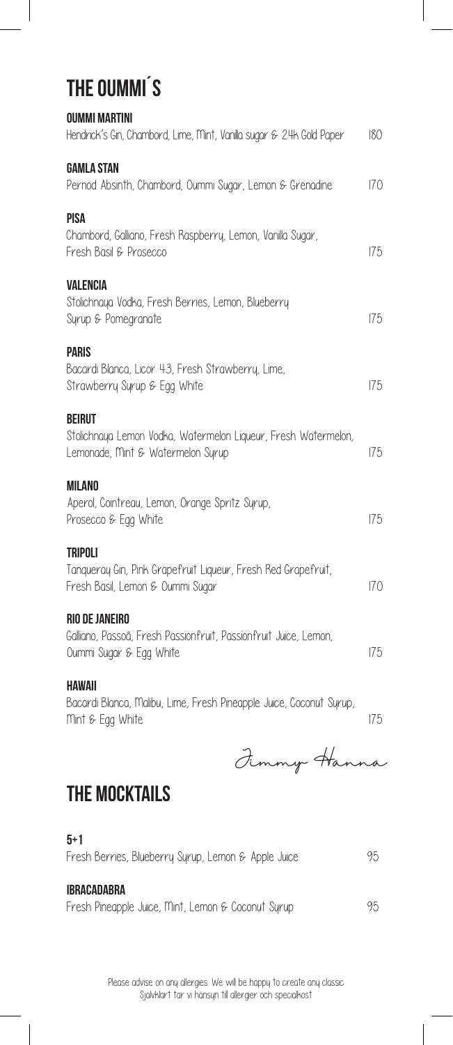# THE OUMMI´S

### OUMMI MARTINI
Hendrick's Gin, Chambord, Lime, Mint, Vanilla sugar & 24k Gold Paper 180

### GAMLA STAN
Pernod Absinth, Chambord, Oummi Sugar, Lemon & Grenadine 170

### PISA
Chambord, Galliano, Fresh Raspberry, Lemon, Vanilla Sugar, Fresh Basil & Prosecco 175

### VALENCIA
Stolichnaya Vodka, Fresh Berries, Lemon, Blueberry Syrup & Pomegranate 175

### PARIS
Bacardi Blanca, Licor 43, Fresh Strawberry, Lime, Strawberry Syrup & Egg White 175

### BEIRUT
Stolichnaya Lemon Vodka, Watermelon Liqueur, Fresh Watermelon, Lemonade, Mint & Watermelon Syrup 175

### MILANO
Aperol, Cointreau, Lemon, Orange Spritz Syrup, Prosecco & Egg White 175

### TRIPOLI
Tanqueray Gin, Pink Grapefruit Liqueur, Fresh Red Grapefruit, Fresh Basil, Lemon & Oummi Sugar 170

### RIO DE JANEIRO
Galliano, Passoã, Fresh Passionfruit, Passionfruit Juice, Lemon, Oummi Sugar & Egg White 175

### HAWAII
Bacardi Blanca, Malibu, Lime, Fresh Pineapple Juice, Coconut Syrup, Mint & Egg White 175

*Jimmy Hanna*

# THE MOCKTAILS

### 5+1
Fresh Berries, Blueberry Syrup, Lemon & Apple Juice 95

### IBRACADABRA
Fresh Pineapple Juice, Mint, Lemon & Coconut Syrup 95

Please advise on any allergies. We will be happy to create any classic
Självklart tar vi hänsyn till allergier och specialkost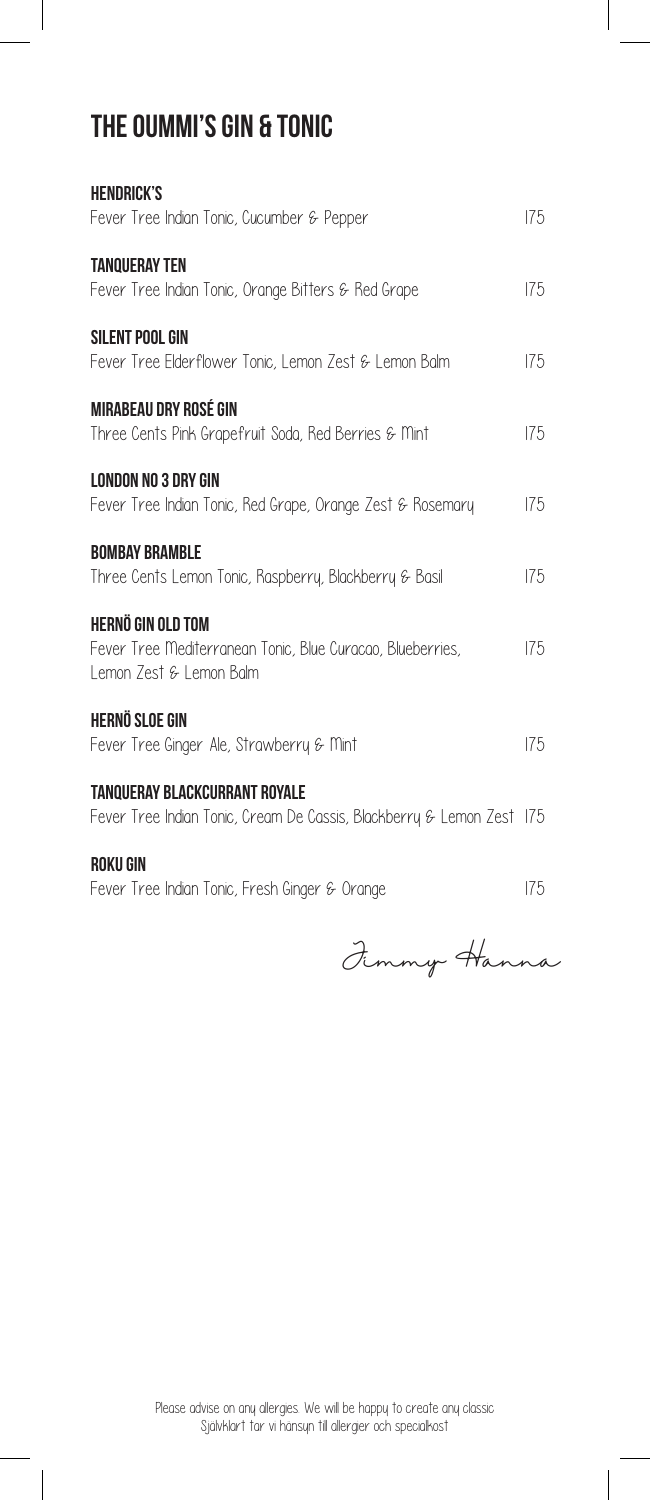# THE OUMMI'S GIN & TONIC

**HENDRICK'S**
Fever Tree Indian Tonic, Cucumber & Pepper — 175

**TANQUERAY TEN**
Fever Tree Indian Tonic, Orange Bitters & Red Grape — 175

**SILENT POOL GIN**
Fever Tree Elderflower Tonic, Lemon Zest & Lemon Balm — 175

**MIRABEAU DRY ROSÉ GIN**
Three Cents Pink Grapefruit Soda, Red Berries & Mint — 175

**LONDON NO 3 DRY GIN**
Fever Tree Indian Tonic, Red Grape, Orange Zest & Rosemary — 175

**BOMBAY BRAMBLE**
Three Cents Lemon Tonic, Raspberry, Blackberry & Basil — 175

**HERNÖ GIN OLD TOM**
Fever Tree Mediterranean Tonic, Blue Curacao, Blueberries, Lemon Zest & Lemon Balm — 175

**HERNÖ SLOE GIN**
Fever Tree Ginger Ale, Strawberry & Mint — 175

**TANQUERAY BLACKCURRANT ROYALE**
Fever Tree Indian Tonic, Cream De Cassis, Blackberry & Lemon Zest — 175

**ROKU GIN**
Fever Tree Indian Tonic, Fresh Ginger & Orange — 175

*Jimmy Hanna*

Please advise on any allergies. We will be happy to create any classic
Självklart tar vi hänsyn till allergier och specialkost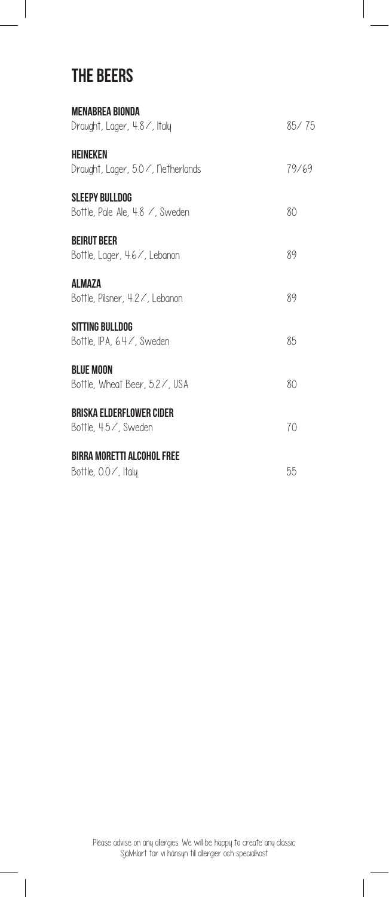# THE BEERS

**MENABREA BIONDA**
Draught, Lager, 4.8%, Italy — 85/ 75

**HEINEKEN**
Draught, Lager, 5.0%, Netherlands — 79/69

**SLEEPY BULLDOG**
Bottle, Pale Ale, 4.8 %, Sweden — 80

**BEIRUT BEER**
Bottle, Lager, 4.6%, Lebanon — 89

**ALMAZA**
Bottle, Pilsner, 4.2%, Lebanon — 89

**SITTING BULLDOG**
Bottle, IPA, 6.4%, Sweden — 85

**BLUE MOON**
Bottle, Wheat Beer, 5.2%, USA — 80

**BRISKA ELDERFLOWER CIDER**
Bottle, 4.5%, Sweden — 70

**BIRRA MORETTI ALCOHOL FREE**
Bottle, 0.0%, Italy — 55

Please advise on any allergies. We will be happy to create any classic
Självklart tar vi hänsyn till allergier och specialkost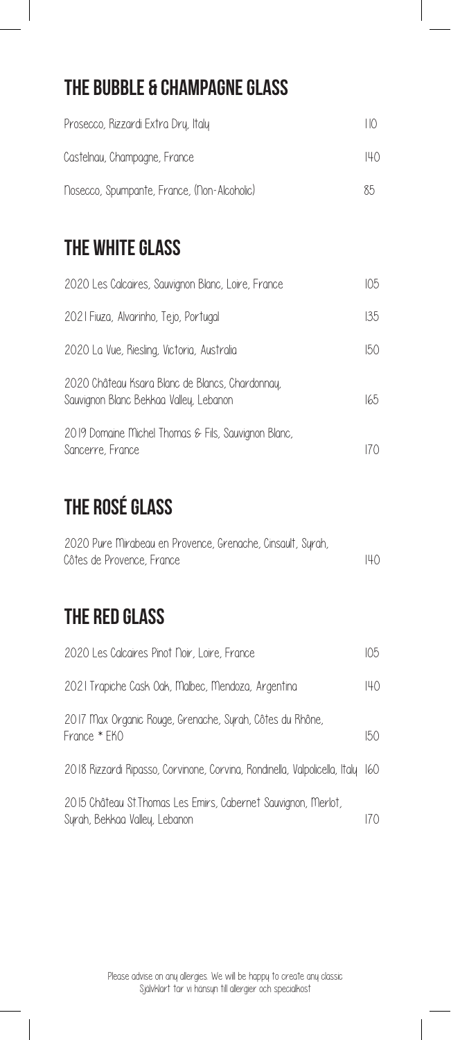## THE BUBBLE & CHAMPAGNE GLASS

| | |
|---|---|
| Prosecco, Rizzardi Extra Dry, Italy | 110 |
| Castelnau, Champagne, France | 140 |
| Nosecco, Spumpante, France, (Non-Alcoholic) | 85 |

## THE WHITE GLASS

| | |
|---|---|
| 2020 Les Calcaires, Sauvignon Blanc, Loire, France | 105 |
| 2021 Fiuza, Alvarinho, Tejo, Portugal | 135 |
| 2020 La Vue, Riesling, Victoria, Australia | 150 |
| 2020 Château Ksara Blanc de Blancs, Chardonnay, Sauvignon Blanc Bekkaa Valley, Lebanon | 165 |
| 2019 Domaine Michel Thomas & Fils, Sauvignon Blanc, Sancerre, France | 170 |

## THE ROSÉ GLASS

| | |
|---|---|
| 2020 Pure Mirabeau en Provence, Grenache, Cinsault, Syrah, Côtes de Provence, France | 140 |

## THE RED GLASS

| | |
|---|---|
| 2020 Les Calcaires Pinot Noir, Loire, France | 105 |
| 2021 Trapiche Cask Oak, Malbec, Mendoza, Argentina | 140 |
| 2017 Max Organic Rouge, Grenache, Syrah, Côtes du Rhône, France * EKO | 150 |
| 2018 Rizzardi Ripasso, Corvinone, Corvina, Rondinella, Valpolicella, Italy | 160 |
| 2015 Château St.Thomas Les Emirs, Cabernet Sauvignon, Merlot, Syrah, Bekkaa Valley, Lebanon | 170 |

Please advise on any allergies. We will be happy to create any classic
Självklart tar vi hänsyn till allergier och specialkost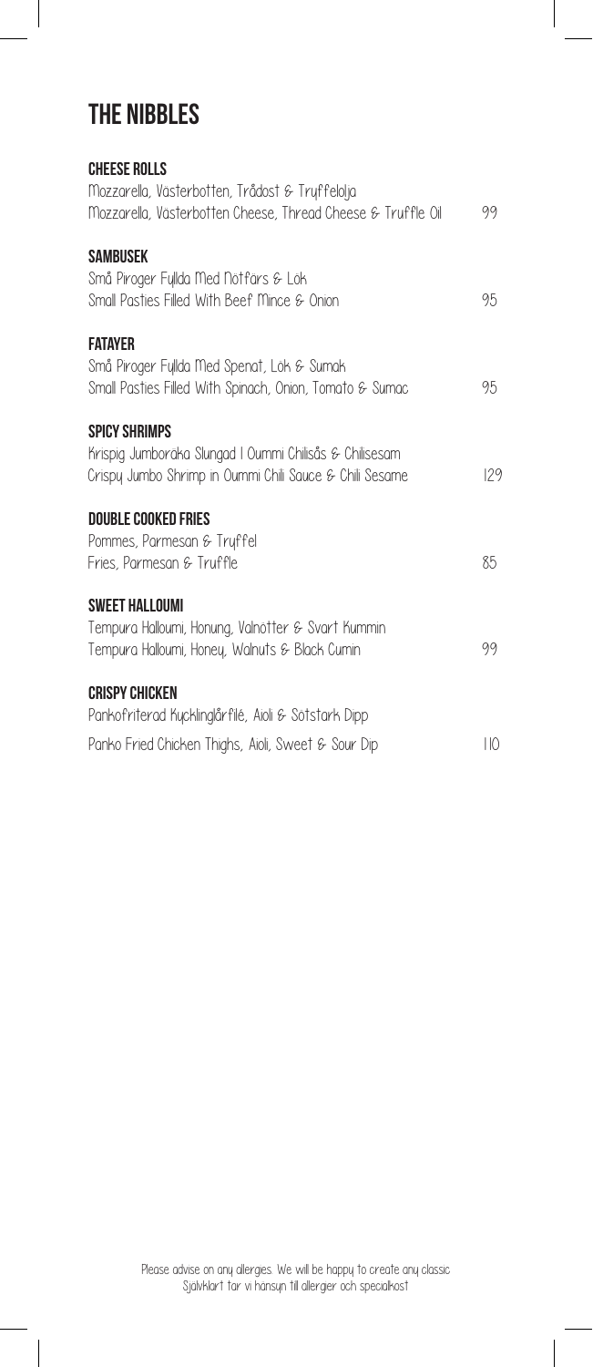# THE NIBBLES

**CHEESE ROLLS**
Mozzarella, Västerbotten, Trådost & Tryffelolja
Mozzarella, Västerbotten Cheese, Thread Cheese & Truffle Oil — 99

**SAMBUSEK**
Små Piroger Fyllda Med Nötfärs & Lök
Small Pasties Filled With Beef Mince & Onion — 95

**FATAYER**
Små Piroger Fyllda Med Spenat, Lök & Sumak
Small Pasties Filled With Spinach, Onion, Tomato & Sumac — 95

**SPICY SHRIMPS**
Krispig Jumboräka Slungad I Oummi Chilisås & Chilisesam
Crispy Jumbo Shrimp in Oummi Chili Sauce & Chili Sesame — 129

**DOUBLE COOKED FRIES**
Pommes, Parmesan & Tryffel
Fries, Parmesan & Truffle — 85

**SWEET HALLOUMI**
Tempura Halloumi, Honung, Valnötter & Svart Kummin
Tempura Halloumi, Honey, Walnuts & Black Cumin — 99

**CRISPY CHICKEN**
Pankofriterad Kycklinglårfilé, Aioli & Sötstark Dipp
Panko Fried Chicken Thighs, Aioli, Sweet & Sour Dip — 110

Please advise on any allergies. We will be happy to create any classic
Självklart tar vi hänsyn till allergier och specialkost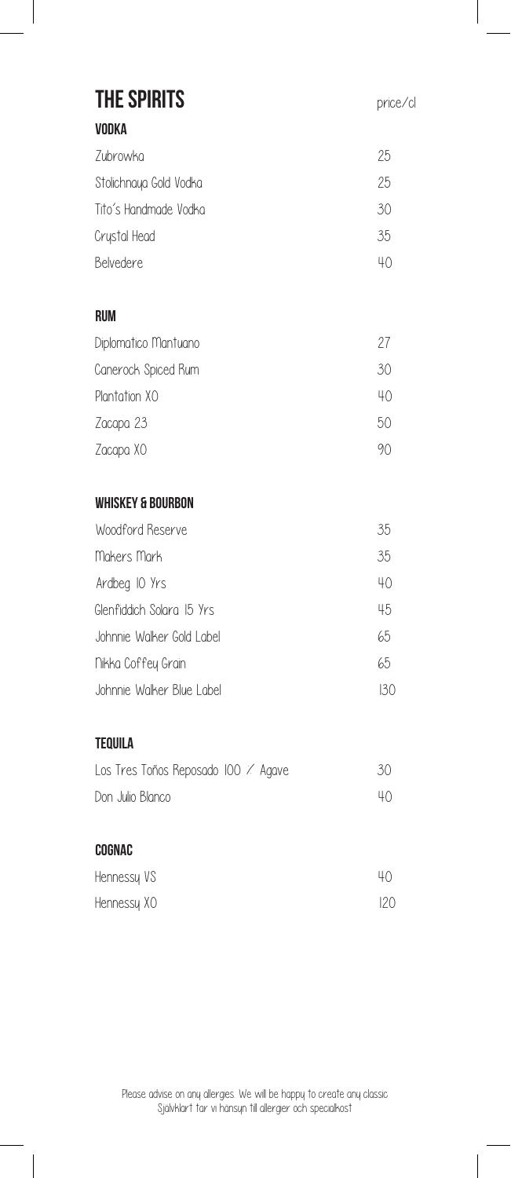# THE SPIRITS

price/cl

## VODKA

| | |
|---|---|
| Zubrowka | 25 |
| Stolichnaya Gold Vodka | 25 |
| Tito´s Handmade Vodka | 30 |
| Crystal Head | 35 |
| Belvedere | 40 |

## RUM

| | |
|---|---|
| Diplomatico Mantuano | 27 |
| Canerock Spiced Rum | 30 |
| Plantation XO | 40 |
| Zacapa 23 | 50 |
| Zacapa XO | 90 |

## WHISKEY & BOURBON

| | |
|---|---|
| Woodford Reserve | 35 |
| Makers Mark | 35 |
| Ardbeg 10 Yrs | 40 |
| Glenfiddich Solara 15 Yrs | 45 |
| Johnnie Walker Gold Label | 65 |
| Nikka Coffey Grain | 65 |
| Johnnie Walker Blue Label | 130 |

## TEQUILA

| | |
|---|---|
| Los Tres Toños Reposado 100 / Agave | 30 |
| Don Julio Blanco | 40 |

## COGNAC

| | |
|---|---|
| Hennessy VS | 40 |
| Hennessy XO | 120 |

Please advise on any allergies. We will be happy to create any classic
Självklart tar vi hänsyn till allergier och specialkost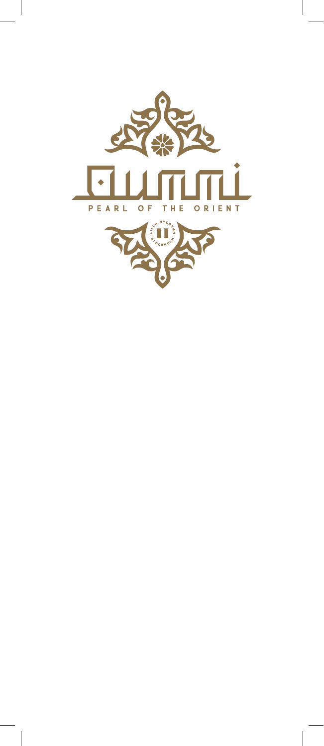PEARL OF THE ORIENT

LILLA NYGATAN · STOCKHOLM · II